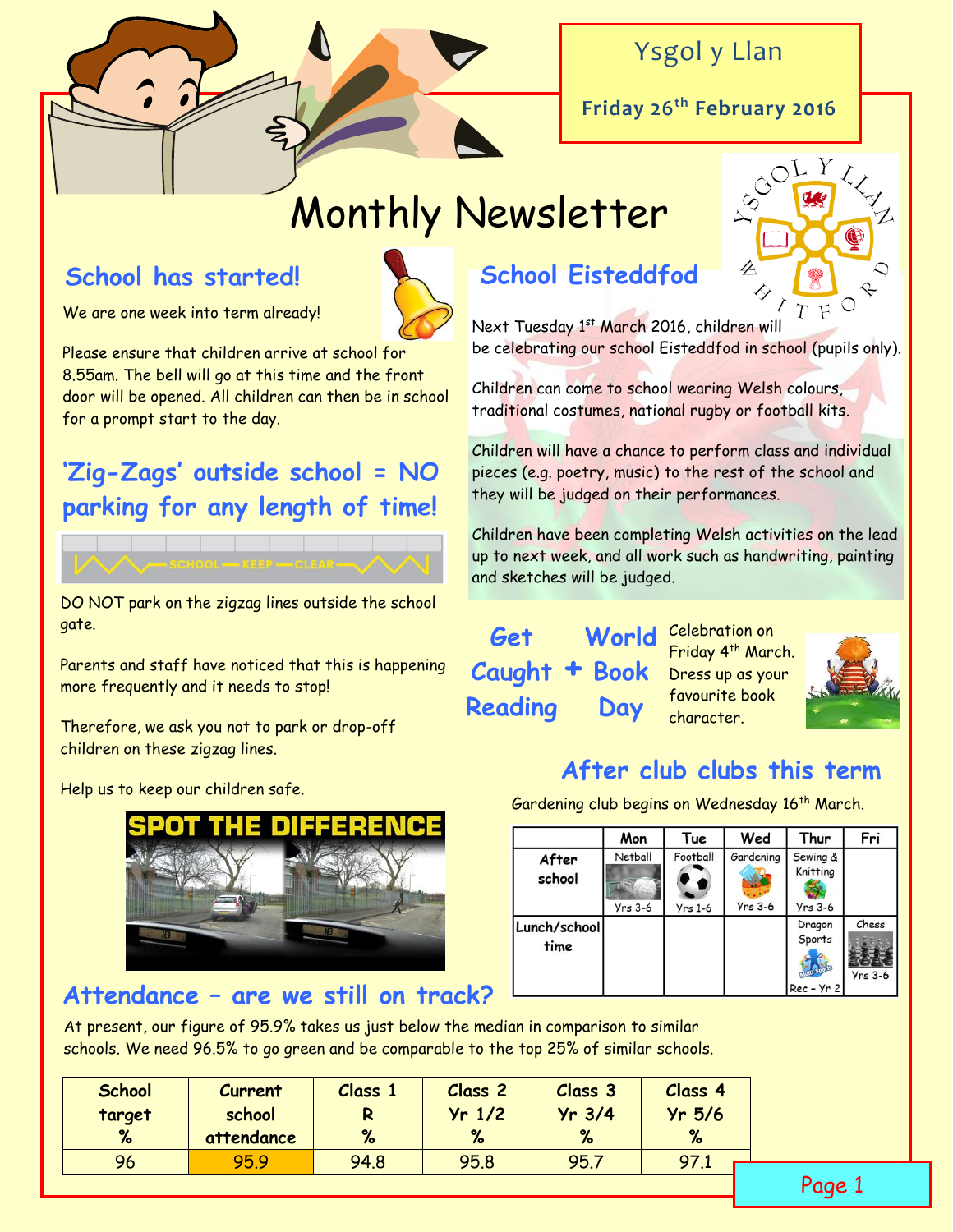Ysgol y Llan

**Friday 26th February 2016**

# Monthly Newsletter

## School has started!

We are one week into term already!

Please ensure that children arrive at school for 8.55am. The bell will go at this time and the front door will be opened. All children can then be in school for a prompt start to the day.

## 'Zig-Zags' outside school = NO parking for any length of time!

DO NOT park on the zigzag lines outside the school gate.

Parents and staff have noticed that this is happening more frequently and it needs to stop!

Therefore, we ask you not to park or drop-off children on these zigzag lines.

Help us to keep our children safe.

## School Eisteddfod

Next Tuesday 1st March 2016, children will be celebrating our school Eisteddfod in school (pupils only).

Children can come to school wearing Welsh colours, traditional costumes, national rugby or football kits.

Children will have a chance to perform class and individual pieces (e.g. poetry, music) to the rest of the school and they will be judged on their performances.

Children have been completing Welsh activities on the lead up to next week, and all work such as handwriting, painting and sketches will be judged.

## Get Caught Reading + World Book Day

Celebration on Friday 4th March. Dress up as your favourite book character.

## After club clubs this term

Gardening club begins on Wednesday 16th March.

| | Mon | Tue | Wed | Thur | Fri |
|---|---|---|---|---|---|
| After school | Netball Yrs 3-6 | Football Yrs 1-6 | Gardening Yrs 3-6 | Sewing & Knitting Yrs 3-6 | |
| Lunch/school time | | | | Dragon Sports Rec – Yr 2 | Chess Yrs 3-6 |

## Attendance – are we still on track?

At present, our figure of 95.9% takes us just below the median in comparison to similar schools. We need 96.5% to go green and be comparable to the top 25% of similar schools.

| School target % | Current school attendance | Class 1 R % | Class 2 Yr 1/2 % | Class 3 Yr 3/4 % | Class 4 Yr 5/6 % |
|---|---|---|---|---|---|
| 96 | 95.9 | 94.8 | 95.8 | 95.7 | 97.1 |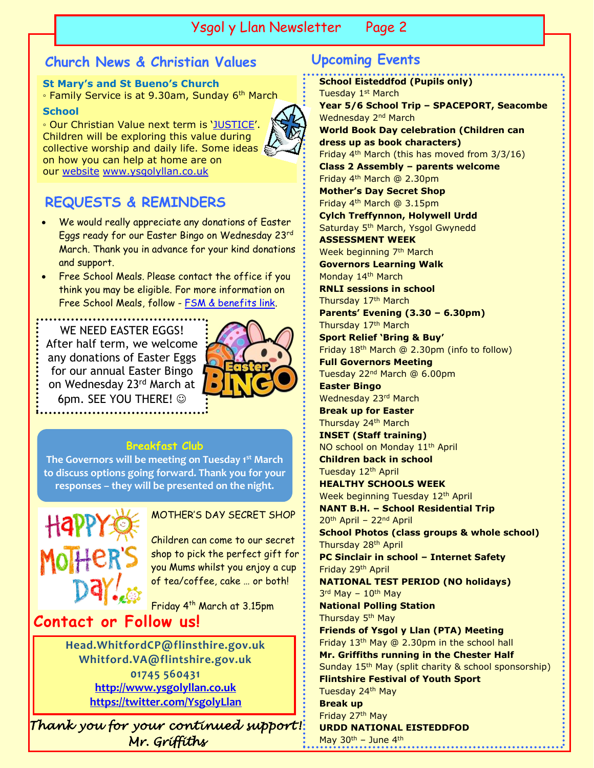## Church News & Christian Values

**St Mary's and St Bueno's Church**

◦ Family Service is at 9.30am, Sunday 6th March

**School**

◦ Our Christian Value next term is 'JUSTICE'. Children will be exploring this value during collective worship and daily life. Some ideas on how you can help at home are on our website www.ysgolyllan.co.uk

## REQUESTS & REMINDERS

- We would really appreciate any donations of Easter Eggs ready for our Easter Bingo on Wednesday 23rd March. Thank you in advance for your kind donations and support.
- Free School Meals. Please contact the office if you think you may be eligible. For more information on Free School Meals, follow - FSM & benefits link.

WE NEED EASTER EGGS! After half term, we welcome any donations of Easter Eggs for our annual Easter Bingo on Wednesday 23rd March at 6pm. SEE YOU THERE! ☺

**Breakfast Club**

**The Governors will be meeting on Tuesday 1st March to discuss options going forward. Thank you for your responses – they will be presented on the night.**

MOTHER'S DAY SECRET SHOP

Children can come to our secret shop to pick the perfect gift for you Mums whilst you enjoy a cup of tea/coffee, cake … or both!

Friday 4th March at 3.15pm

## Contact or Follow us!

**Head.WhitfordCP@flinsthire.gov.uk**
**Whitford.VA@flintshire.gov.uk**
**01745 560431**
**http://www.ysgolyllan.co.uk**
**https://twitter.com/YsgolyLlan**

*Thank you for your continued support!*
*Mr. Griffiths*

## Upcoming Events

**School Eisteddfod (Pupils only)**
Tuesday 1st March

**Year 5/6 School Trip – SPACEPORT, Seacombe**
Wednesday 2nd March

**World Book Day celebration (Children can dress up as book characters)**
Friday 4th March (this has moved from 3/3/16)

**Class 2 Assembly – parents welcome**
Friday 4th March @ 2.30pm

**Mother's Day Secret Shop**
Friday 4th March @ 3.15pm

**Cylch Treffynnon, Holywell Urdd**
Saturday 5th March, Ysgol Gwynedd

**ASSESSMENT WEEK**
Week beginning 7th March

**Governors Learning Walk**
Monday 14th March

**RNLI sessions in school**
Thursday 17th March

**Parents' Evening (3.30 – 6.30pm)**
Thursday 17th March

**Sport Relief 'Bring & Buy'**
Friday 18th March @ 2.30pm (info to follow)

**Full Governors Meeting**
Tuesday 22nd March @ 6.00pm

**Easter Bingo**
Wednesday 23rd March

**Break up for Easter**
Thursday 24th March

**INSET (Staff training)**
NO school on Monday 11th April

**Children back in school**
Tuesday 12th April

**HEALTHY SCHOOLS WEEK**
Week beginning Tuesday 12th April

**NANT B.H. – School Residential Trip**
20th April – 22nd April

**School Photos (class groups & whole school)**
Thursday 28th April

**PC Sinclair in school – Internet Safety**
Friday 29th April

**NATIONAL TEST PERIOD (NO holidays)**
3rd May – 10th May

**National Polling Station**
Thursday 5th May

**Friends of Ysgol y Llan (PTA) Meeting**
Friday 13th May @ 2.30pm in the school hall

**Mr. Griffiths running in the Chester Half**
Sunday 15th May (split charity & school sponsorship)

**Flintshire Festival of Youth Sport**
Tuesday 24th May

**Break up**
Friday 27th May

**URDD NATIONAL EISTEDDFOD**
May 30th – June 4th